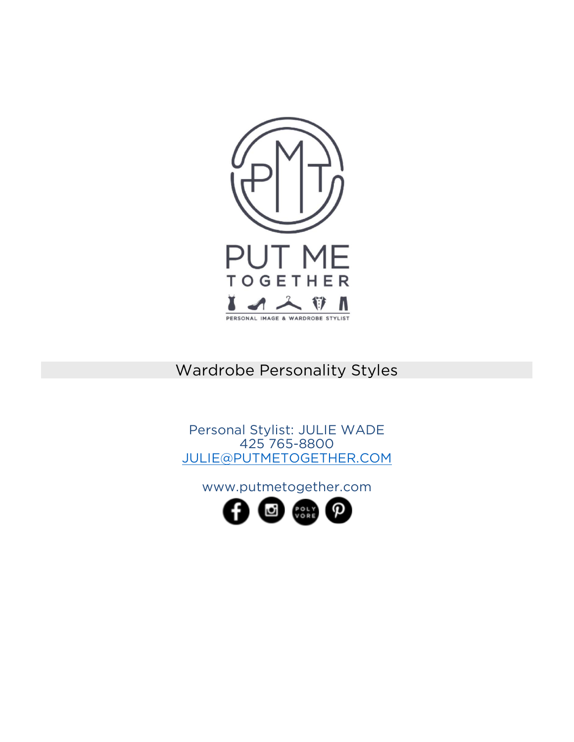PUT ME TOGETHER

PERSONAL IMAGE & WARDROBE STYLIST

# Wardrobe Personality Styles

Personal Stylist: JULIE WADE
425 765-8800
JULIE@PUTMETOGETHER.COM

www.putmetogether.com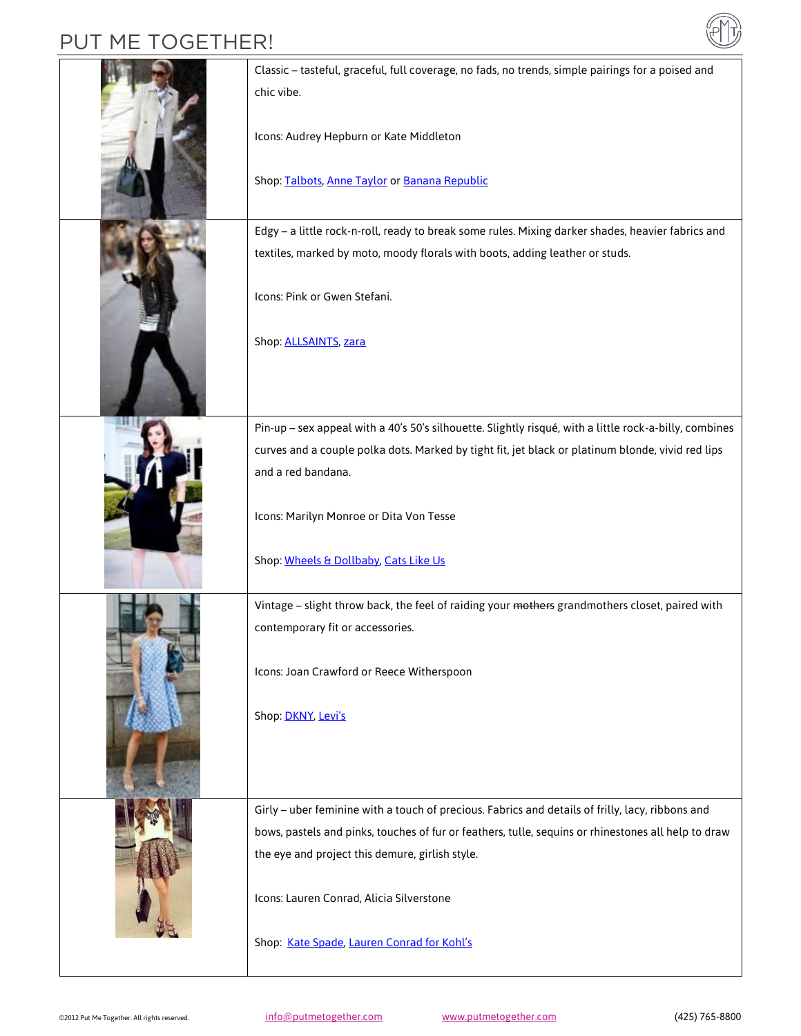| | |
|---|---|
| | Classic – tasteful, graceful, full coverage, no fads, no trends, simple pairings for a poised and chic vibe.<br><br>Icons: Audrey Hepburn or Kate Middleton<br><br>Shop: Talbots, Anne Taylor or Banana Republic |
| | Edgy – a little rock-n-roll, ready to break some rules. Mixing darker shades, heavier fabrics and textiles, marked by moto, moody florals with boots, adding leather or studs.<br><br>Icons: Pink or Gwen Stefani.<br><br>Shop: ALLSAINTS, zara |
| | Pin-up – sex appeal with a 40's 50's silhouette. Slightly risqué, with a little rock-a-billy, combines curves and a couple polka dots. Marked by tight fit, jet black or platinum blonde, vivid red lips and a red bandana.<br><br>Icons: Marilyn Monroe or Dita Von Tesse<br><br>Shop: Wheels & Dollbaby, Cats Like Us |
| | Vintage – slight throw back, the feel of raiding your ~~mothers~~ grandmothers closet, paired with contemporary fit or accessories.<br><br>Icons: Joan Crawford or Reece Witherspoon<br><br>Shop: DKNY, Levi's |
| | Girly – uber feminine with a touch of precious. Fabrics and details of frilly, lacy, ribbons and bows, pastels and pinks, touches of fur or feathers, tulle, sequins or rhinestones all help to draw the eye and project this demure, girlish style.<br><br>Icons: Lauren Conrad, Alicia Silverstone<br><br>Shop: Kate Spade, Lauren Conrad for Kohl's |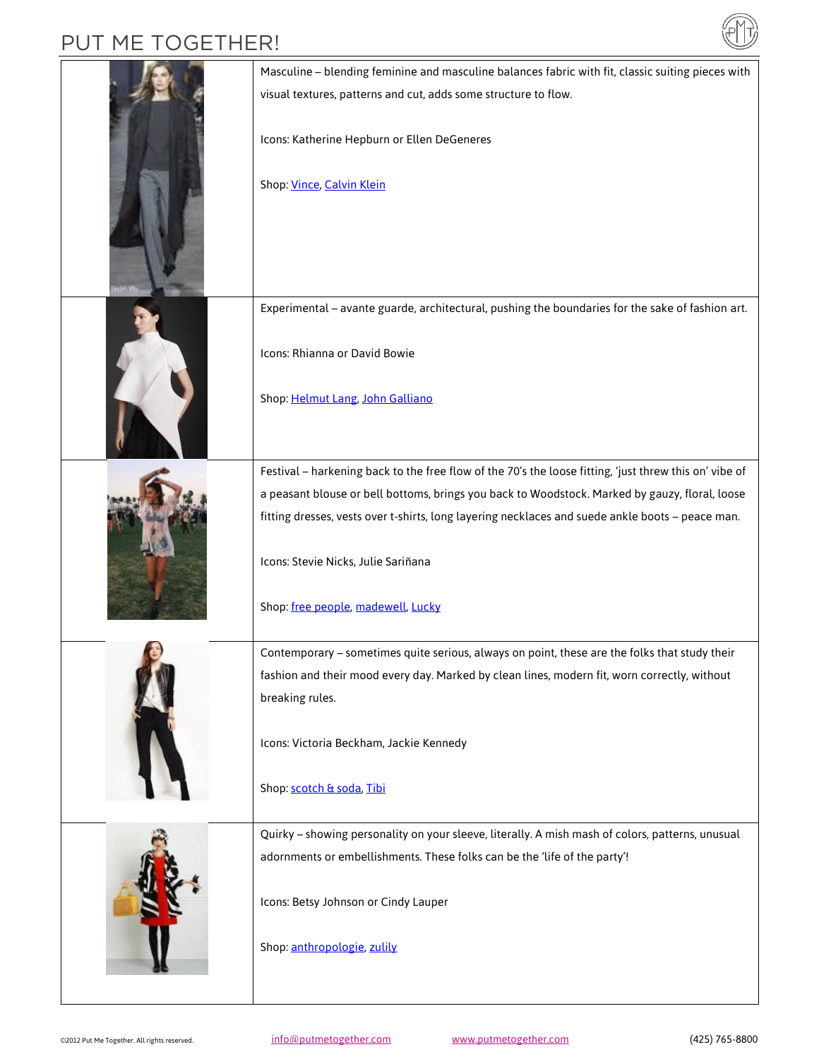| | |
|---|---|
| | Masculine – blending feminine and masculine balances fabric with fit, classic suiting pieces with visual textures, patterns and cut, adds some structure to flow.<br><br>Icons: Katherine Hepburn or Ellen DeGeneres<br><br>Shop: Vince, Calvin Klein |
| | Experimental – avante guarde, architectural, pushing the boundaries for the sake of fashion art.<br><br>Icons: Rhianna or David Bowie<br><br>Shop: Helmut Lang, John Galliano |
| | Festival – harkening back to the free flow of the 70's the loose fitting, 'just threw this on' vibe of a peasant blouse or bell bottoms, brings you back to Woodstock. Marked by gauzy, floral, loose fitting dresses, vests over t-shirts, long layering necklaces and suede ankle boots – peace man.<br><br>Icons: Stevie Nicks, Julie Sariñana<br><br>Shop: free people, madewell, Lucky |
| | Contemporary – sometimes quite serious, always on point, these are the folks that study their fashion and their mood every day. Marked by clean lines, modern fit, worn correctly, without breaking rules.<br><br>Icons: Victoria Beckham, Jackie Kennedy<br><br>Shop: scotch & soda, Tibi |
| | Quirky – showing personality on your sleeve, literally. A mish mash of colors, patterns, unusual adornments or embellishments. These folks can be the 'life of the party'!<br><br>Icons: Betsy Johnson or Cindy Lauper<br><br>Shop: anthropologie, zulily |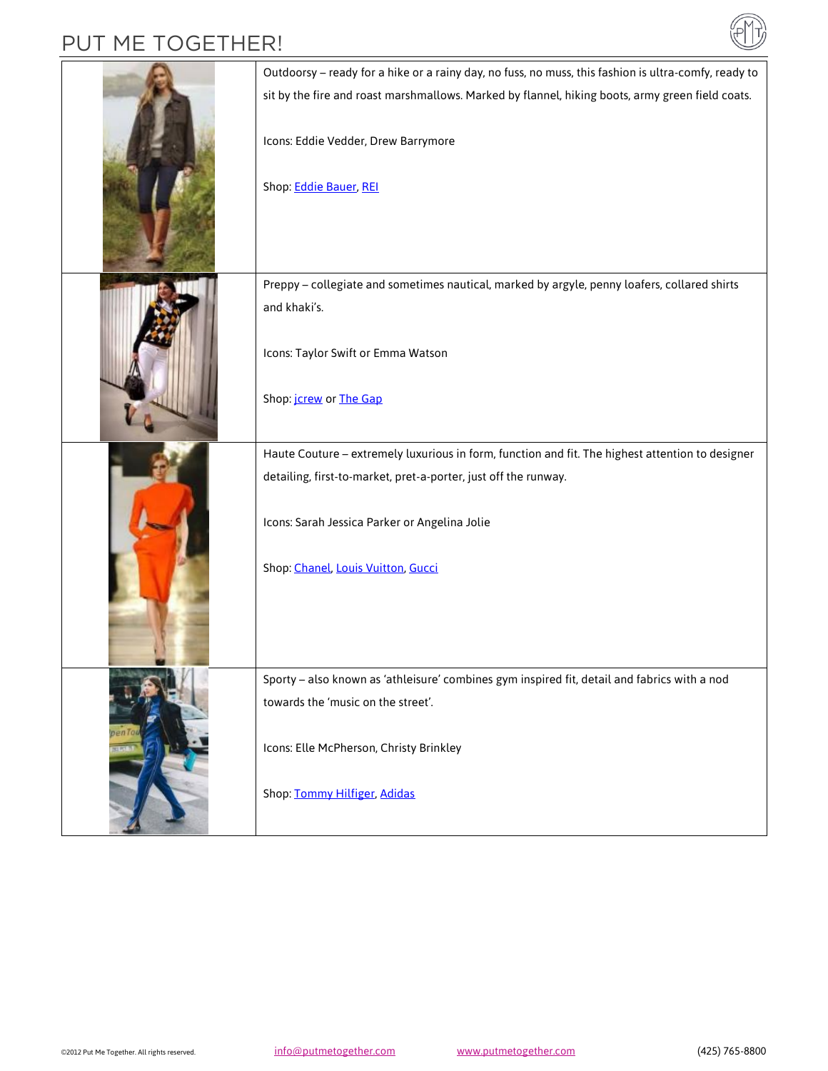| | |
|---|---|
| | Outdoorsy – ready for a hike or a rainy day, no fuss, no muss, this fashion is ultra-comfy, ready to sit by the fire and roast marshmallows. Marked by flannel, hiking boots, army green field coats.<br><br>Icons: Eddie Vedder, Drew Barrymore<br><br>Shop: Eddie Bauer, REI |
| | Preppy – collegiate and sometimes nautical, marked by argyle, penny loafers, collared shirts and khaki's.<br><br>Icons: Taylor Swift or Emma Watson<br><br>Shop: jcrew or The Gap |
| | Haute Couture – extremely luxurious in form, function and fit. The highest attention to designer detailing, first-to-market, pret-a-porter, just off the runway.<br><br>Icons: Sarah Jessica Parker or Angelina Jolie<br><br>Shop: Chanel, Louis Vuitton, Gucci |
| | Sporty – also known as 'athleisure' combines gym inspired fit, detail and fabrics with a nod towards the 'music on the street'.<br><br>Icons: Elle McPherson, Christy Brinkley<br><br>Shop: Tommy Hilfiger, Adidas |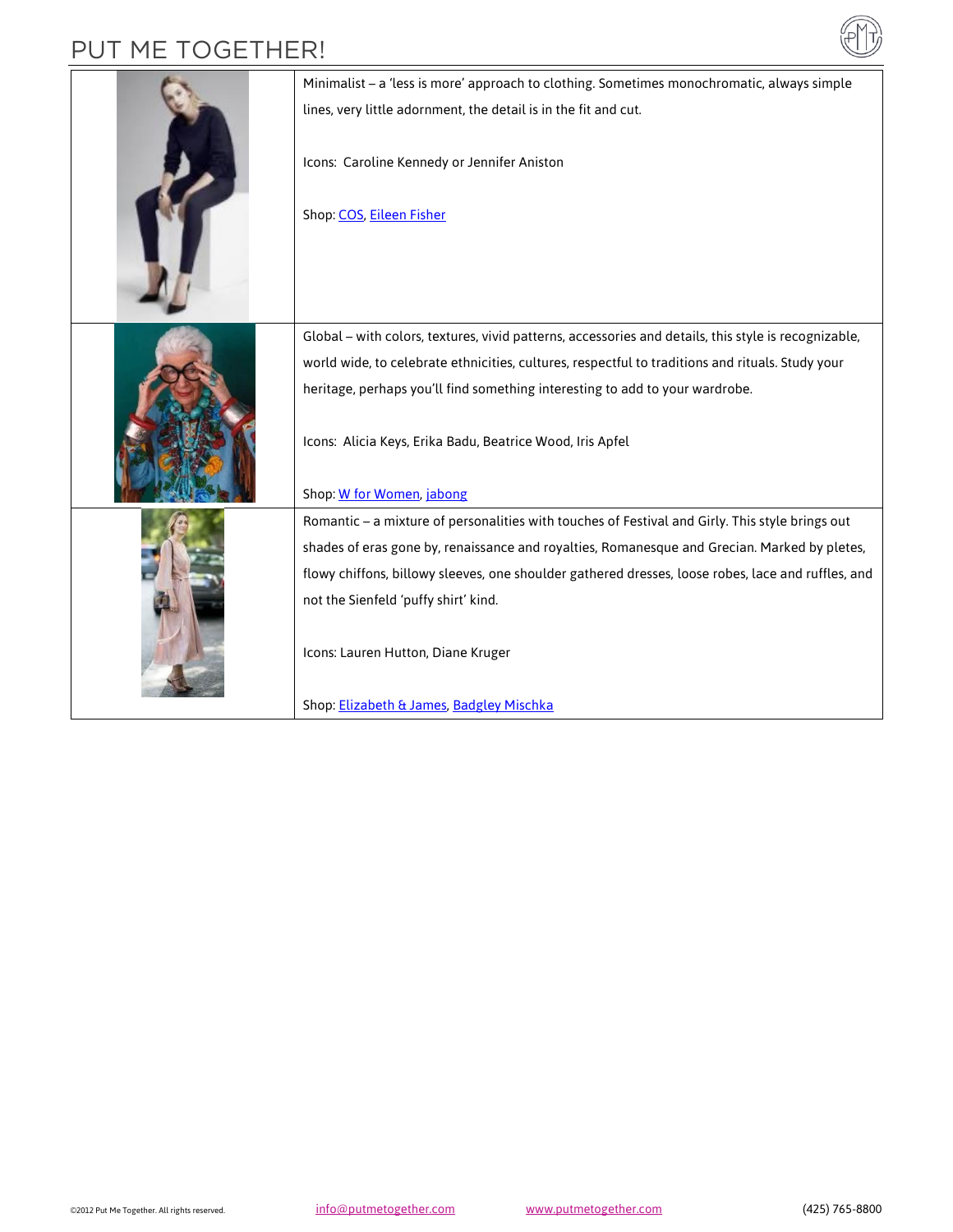| | |
|---|---|
| | Minimalist – a 'less is more' approach to clothing. Sometimes monochromatic, always simple lines, very little adornment, the detail is in the fit and cut.<br><br>Icons: Caroline Kennedy or Jennifer Aniston<br><br>Shop: COS, Eileen Fisher |
| | Global – with colors, textures, vivid patterns, accessories and details, this style is recognizable, world wide, to celebrate ethnicities, cultures, respectful to traditions and rituals. Study your heritage, perhaps you'll find something interesting to add to your wardrobe.<br><br>Icons: Alicia Keys, Erika Badu, Beatrice Wood, Iris Apfel<br><br>Shop: W for Women, jabong |
| | Romantic – a mixture of personalities with touches of Festival and Girly. This style brings out shades of eras gone by, renaissance and royalties, Romanesque and Grecian. Marked by pletes, flowy chiffons, billowy sleeves, one shoulder gathered dresses, loose robes, lace and ruffles, and not the Sienfeld 'puffy shirt' kind.<br><br>Icons: Lauren Hutton, Diane Kruger<br><br>Shop: Elizabeth & James, Badgley Mischka |